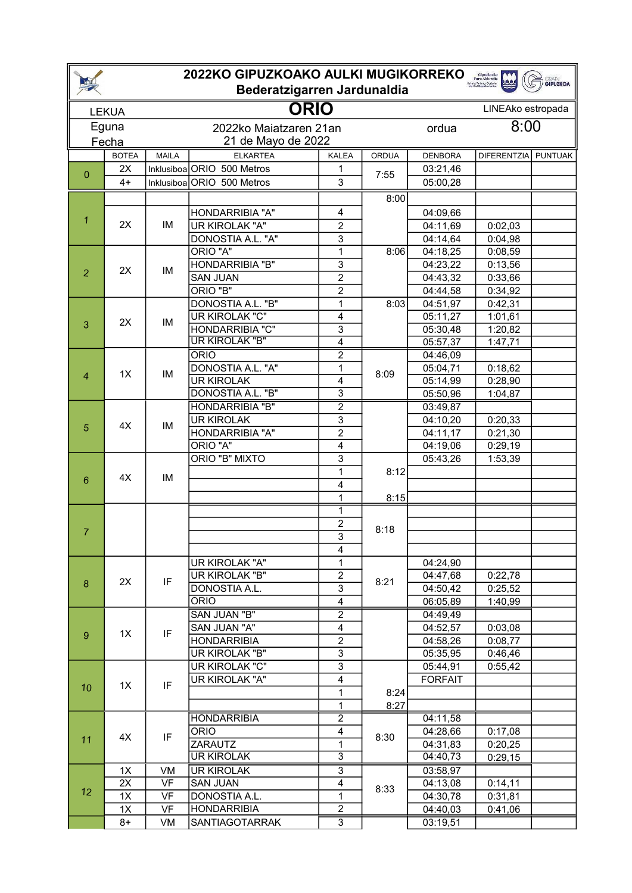# 2022KO GIPUZKOAKO AULKI MUGIKORREKO
## Bederatzigarren Jardunaldia

| LEKUA | ORIO | LINEAko estropada |
|---|---|---|
| Eguna / Fecha | 2022ko Maiatzaren 21an / 21 de Mayo de 2022 | ordua 8:00 |

| | BOTEA | MAILA | ELKARTEA | KALEA | ORDUA | DENBORA | DIFERENTZIA | PUNTUAK |
|---|---|---|---|---|---|---|---|---|
| 0 | 2X | Inklusiboa | ORIO 500 Metros | 1 | 7:55 | 03:21,46 | | |
| | 4+ | Inklusiboa | ORIO 500 Metros | 3 | | 05:00,28 | | |
| | | | | | 8:00 | | | |
| 1 | 2X | IM | HONDARRIBIA "A" | 4 | | 04:09,66 | | |
| | | | UR KIROLAK "A" | 2 | | 04:11,69 | 0:02,03 | |
| | | | DONOSTIA A.L. "A" | 3 | | 04:14,64 | 0:04,98 | |
| 2 | 2X | IM | ORIO "A" | 1 | 8:06 | 04:18,25 | 0:08,59 | |
| | | | HONDARRIBIA "B" | 3 | | 04:23,22 | 0:13,56 | |
| | | | SAN JUAN | 2 | | 04:43,32 | 0:33,66 | |
| | | | ORIO "B" | 2 | | 04:44,58 | 0:34,92 | |
| 3 | 2X | IM | DONOSTIA A.L. "B" | 1 | 8:03 | 04:51,97 | 0:42,31 | |
| | | | UR KIROLAK "C" | 4 | | 05:11,27 | 1:01,61 | |
| | | | HONDARRIBIA "C" | 3 | | 05:30,48 | 1:20,82 | |
| | | | UR KIROLAK "B" | 4 | | 05:57,37 | 1:47,71 | |
| 4 | 1X | IM | ORIO | 2 | | 04:46,09 | | |
| | | | DONOSTIA A.L. "A" | 1 | 8:09 | 05:04,71 | 0:18,62 | |
| | | | UR KIROLAK | 4 | | 05:14,99 | 0:28,90 | |
| | | | DONOSTIA A.L. "B" | 3 | | 05:50,96 | 1:04,87 | |
| 5 | 4X | IM | HONDARRIBIA "B" | 2 | | 03:49,87 | | |
| | | | UR KIROLAK | 3 | | 04:10,20 | 0:20,33 | |
| | | | HONDARRIBIA "A" | 2 | | 04:11,17 | 0:21,30 | |
| | | | ORIO "A" | 4 | | 04:19,06 | 0:29,19 | |
| 6 | 4X | IM | ORIO "B" MIXTO | 3 | | 05:43,26 | 1:53,39 | |
| | | | | 1 | 8:12 | | | |
| | | | | 4 | | | | |
| | | | | 1 | 8:15 | | | |
| 7 | | | | 1 | | | | |
| | | | | 2 | 8:18 | | | |
| | | | | 3 | | | | |
| | | | | 4 | | | | |
| 8 | 2X | IF | UR KIROLAK "A" | 1 | | 04:24,90 | | |
| | | | UR KIROLAK "B" | 2 | 8:21 | 04:47,68 | 0:22,78 | |
| | | | DONOSTIA A.L. | 3 | | 04:50,42 | 0:25,52 | |
| | | | ORIO | 4 | | 06:05,89 | 1:40,99 | |
| 9 | 1X | IF | SAN JUAN "B" | 2 | | 04:49,49 | | |
| | | | SAN JUAN "A" | 4 | | 04:52,57 | 0:03,08 | |
| | | | HONDARRIBIA | 2 | | 04:58,26 | 0:08,77 | |
| | | | UR KIROLAK "B" | 3 | | 05:35,95 | 0:46,46 | |
| 10 | 1X | IF | UR KIROLAK "C" | 3 | | 05:44,91 | 0:55,42 | |
| | | | UR KIROLAK "A" | 4 | | FORFAIT | | |
| | | | | 1 | 8:24 | | | |
| | | | | 1 | 8:27 | | | |
| 11 | 4X | IF | HONDARRIBIA | 2 | | 04:11,58 | | |
| | | | ORIO | 4 | 8:30 | 04:28,66 | 0:17,08 | |
| | | | ZARAUTZ | 1 | | 04:31,83 | 0:20,25 | |
| | | | UR KIROLAK | 3 | | 04:40,73 | 0:29,15 | |
| 12 | 1X | VM | UR KIROLAK | 3 | | 03:58,97 | | |
| | 2X | VF | SAN JUAN | 4 | 8:33 | 04:13,08 | 0:14,11 | |
| | 1X | VF | DONOSTIA A.L. | 1 | | 04:30,78 | 0:31,81 | |
| | 1X | VF | HONDARRIBIA | 2 | | 04:40,03 | 0:41,06 | |
| | 8+ | VM | SANTIAGOTARRAK | 3 | | 03:19,51 | | |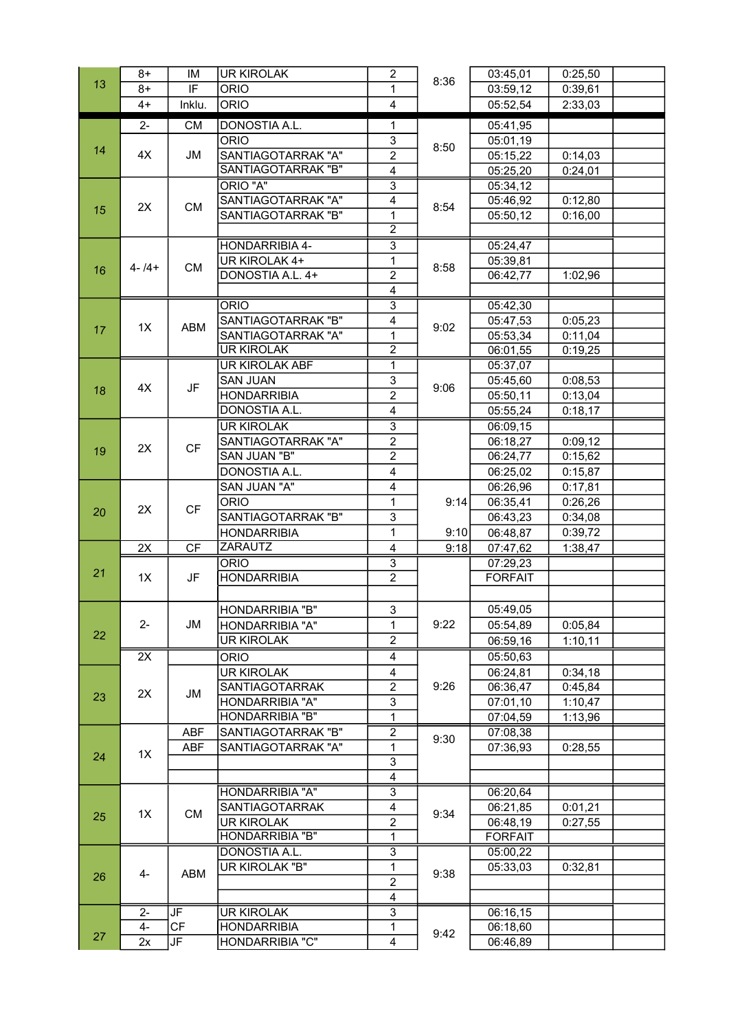| | | | | | | | | |
|---|---|---|---|---|---|---|---|---|
| 13 | 8+ | IM | UR KIROLAK | 2 | 8:36 | 03:45,01 | 0:25,50 | |
| | 8+ | IF | ORIO | 1 | | 03:59,12 | 0:39,61 | |
| | 4+ | Inklu. | ORIO | 4 | | 05:52,54 | 2:33,03 | |
| 14 | 2- | CM | DONOSTIA A.L. | 1 | 8:50 | 05:41,95 | | |
| | 4X | JM | ORIO | 3 | | 05:01,19 | | |
| | | | SANTIAGOTARRAK "A" | 2 | | 05:15,22 | 0:14,03 | |
| | | | SANTIAGOTARRAK "B" | 4 | | 05:25,20 | 0:24,01 | |
| 15 | 2X | CM | ORIO "A" | 3 | 8:54 | 05:34,12 | | |
| | | | SANTIAGOTARRAK "A" | 4 | | 05:46,92 | 0:12,80 | |
| | | | SANTIAGOTARRAK "B" | 1 | | 05:50,12 | 0:16,00 | |
| | | | | 2 | | | | |
| 16 | 4- /4+ | CM | HONDARRIBIA 4- | 3 | 8:58 | 05:24,47 | | |
| | | | UR KIROLAK 4+ | 1 | | 05:39,81 | | |
| | | | DONOSTIA A.L. 4+ | 2 | | 06:42,77 | 1:02,96 | |
| | | | | 4 | | | | |
| 17 | 1X | ABM | ORIO | 3 | 9:02 | 05:42,30 | | |
| | | | SANTIAGOTARRAK "B" | 4 | | 05:47,53 | 0:05,23 | |
| | | | SANTIAGOTARRAK "A" | 1 | | 05:53,34 | 0:11,04 | |
| | | | UR KIROLAK | 2 | | 06:01,55 | 0:19,25 | |
| 18 | 4X | JF | UR KIROLAK ABF | 1 | 9:06 | 05:37,07 | | |
| | | | SAN JUAN | 3 | | 05:45,60 | 0:08,53 | |
| | | | HONDARRIBIA | 2 | | 05:50,11 | 0:13,04 | |
| | | | DONOSTIA A.L. | 4 | | 05:55,24 | 0:18,17 | |
| 19 | 2X | CF | UR KIROLAK | 3 | | 06:09,15 | | |
| | | | SANTIAGOTARRAK "A" | 2 | | 06:18,27 | 0:09,12 | |
| | | | SAN JUAN "B" | 2 | | 06:24,77 | 0:15,62 | |
| | | | DONOSTIA A.L. | 4 | | 06:25,02 | 0:15,87 | |
| 20 | 2X | CF | SAN JUAN "A" | 4 | | 06:26,96 | 0:17,81 | |
| | | | ORIO | 1 | 9:14 | 06:35,41 | 0:26,26 | |
| | | | SANTIAGOTARRAK "B" | 3 | | 06:43,23 | 0:34,08 | |
| | | | HONDARRIBIA | 1 | 9:10 | 06:48,87 | 0:39,72 | |
| 21 | 2X | CF | ZARAUTZ | 4 | 9:18 | 07:47,62 | 1:38,47 | |
| | 1X | JF | ORIO | 3 | | 07:29,23 | | |
| | | | HONDARRIBIA | 2 | | FORFAIT | | |
| | | | | | | | | |
| 22 | 2- | JM | HONDARRIBIA "B" | 3 | 9:22 | 05:49,05 | | |
| | | | HONDARRIBIA "A" | 1 | | 05:54,89 | 0:05,84 | |
| | | | UR KIROLAK | 2 | | 06:59,16 | 1:10,11 | |
| 23 | 2X | | ORIO | 4 | 9:26 | 05:50,63 | | |
| | 2X | JM | UR KIROLAK | 4 | | 06:24,81 | 0:34,18 | |
| | | | SANTIAGOTARRAK | 2 | | 06:36,47 | 0:45,84 | |
| | | | HONDARRIBIA "A" | 3 | | 07:01,10 | 1:10,47 | |
| | | | HONDARRIBIA "B" | 1 | | 07:04,59 | 1:13,96 | |
| 24 | 1X | ABF | SANTIAGOTARRAK "B" | 2 | 9:30 | 07:08,38 | | |
| | | ABF | SANTIAGOTARRAK "A" | 1 | | 07:36,93 | 0:28,55 | |
| | | | | 3 | | | | |
| | | | | 4 | | | | |
| 25 | 1X | CM | HONDARRIBIA "A" | 3 | 9:34 | 06:20,64 | | |
| | | | SANTIAGOTARRAK | 4 | | 06:21,85 | 0:01,21 | |
| | | | UR KIROLAK | 2 | | 06:48,19 | 0:27,55 | |
| | | | HONDARRIBIA "B" | 1 | | FORFAIT | | |
| 26 | 4- | ABM | DONOSTIA A.L. | 3 | 9:38 | 05:00,22 | | |
| | | | UR KIROLAK "B" | 1 | | 05:33,03 | 0:32,81 | |
| | | | | 2 | | | | |
| | | | | 4 | | | | |
| 27 | 2- | JF | UR KIROLAK | 3 | 9:42 | 06:16,15 | | |
| | 4- | CF | HONDARRIBIA | 1 | | 06:18,60 | | |
| | 2x | JF | HONDARRIBIA "C" | 4 | | 06:46,89 | | |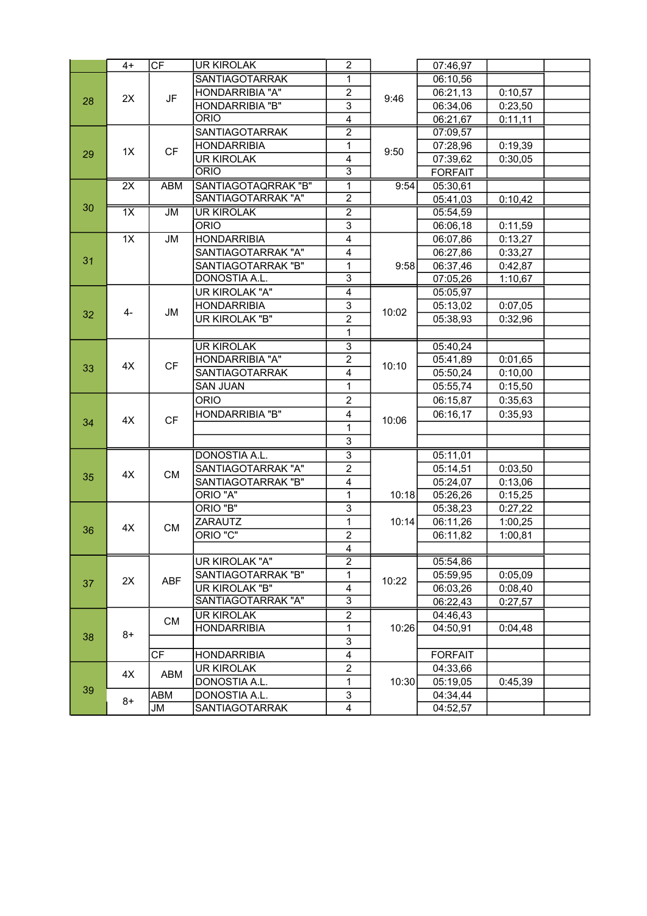| | | | | | | | | |
|---|---|---|---|---|---|---|---|---|
| | 4+ | CF | UR KIROLAK | 2 | | 07:46,97 | | |
| 28 | 2X | JF | SANTIAGOTARRAK | 1 | 9:46 | 06:10,56 | | |
| | | | HONDARRIBIA "A" | 2 | | 06:21,13 | 0:10,57 | |
| | | | HONDARRIBIA "B" | 3 | | 06:34,06 | 0:23,50 | |
| | | | ORIO | 4 | | 06:21,67 | 0:11,11 | |
| 29 | 1X | CF | SANTIAGOTARRAK | 2 | 9:50 | 07:09,57 | | |
| | | | HONDARRIBIA | 1 | | 07:28,96 | 0:19,39 | |
| | | | UR KIROLAK | 4 | | 07:39,62 | 0:30,05 | |
| | | | ORIO | 3 | | FORFAIT | | |
| 30 | 2X | ABM | SANTIAGOTAQRRAK "B" | 1 | 9:54 | 05:30,61 | | |
| | | | SANTIAGOTARRAK "A" | 2 | | 05:41,03 | 0:10,42 | |
| | 1X | JM | UR KIROLAK | 2 | | 05:54,59 | | |
| | | | ORIO | 3 | | 06:06,18 | 0:11,59 | |
| 31 | 1X | JM | HONDARRIBIA | 4 | 9:58 | 06:07,86 | 0:13,27 | |
| | | | SANTIAGOTARRAK "A" | 4 | | 06:27,86 | 0:33,27 | |
| | | | SANTIAGOTARRAK "B" | 1 | | 06:37,46 | 0:42,87 | |
| | | | DONOSTIA A.L. | 3 | | 07:05,26 | 1:10,67 | |
| 32 | 4- | JM | UR KIROLAK "A" | 4 | 10:02 | 05:05,97 | | |
| | | | HONDARRIBIA | 3 | | 05:13,02 | 0:07,05 | |
| | | | UR KIROLAK "B" | 2 | | 05:38,93 | 0:32,96 | |
| | | | | 1 | | | | |
| 33 | 4X | CF | UR KIROLAK | 3 | 10:10 | 05:40,24 | | |
| | | | HONDARRIBIA "A" | 2 | | 05:41,89 | 0:01,65 | |
| | | | SANTIAGOTARRAK | 4 | | 05:50,24 | 0:10,00 | |
| | | | SAN JUAN | 1 | | 05:55,74 | 0:15,50 | |
| 34 | 4X | CF | ORIO | 2 | 10:06 | 06:15,87 | 0:35,63 | |
| | | | HONDARRIBIA "B" | 4 | | 06:16,17 | 0:35,93 | |
| | | | | 1 | | | | |
| | | | | 3 | | | | |
| 35 | 4X | CM | DONOSTIA A.L. | 3 | 10:18 | 05:11,01 | | |
| | | | SANTIAGOTARRAK "A" | 2 | | 05:14,51 | 0:03,50 | |
| | | | SANTIAGOTARRAK "B" | 4 | | 05:24,07 | 0:13,06 | |
| | | | ORIO "A" | 1 | | 05:26,26 | 0:15,25 | |
| 36 | 4X | CM | ORIO "B" | 3 | 10:14 | 05:38,23 | 0:27,22 | |
| | | | ZARAUTZ | 1 | | 06:11,26 | 1:00,25 | |
| | | | ORIO "C" | 2 | | 06:11,82 | 1:00,81 | |
| | | | | 4 | | | | |
| 37 | 2X | ABF | UR KIROLAK "A" | 2 | 10:22 | 05:54,86 | | |
| | | | SANTIAGOTARRAK "B" | 1 | | 05:59,95 | 0:05,09 | |
| | | | UR KIROLAK "B" | 4 | | 06:03,26 | 0:08,40 | |
| | | | SANTIAGOTARRAK "A" | 3 | | 06:22,43 | 0:27,57 | |
| 38 | 8+ | CM | UR KIROLAK | 2 | 10:26 | 04:46,43 | | |
| | | | HONDARRIBIA | 1 | | 04:50,91 | 0:04,48 | |
| | | | | 3 | | | | |
| | | CF | HONDARRIBIA | 4 | | FORFAIT | | |
| 39 | 4X | ABM | UR KIROLAK | 2 | 10:30 | 04:33,66 | | |
| | | | DONOSTIA A.L. | 1 | | 05:19,05 | 0:45,39 | |
| | 8+ | ABM | DONOSTIA A.L. | 3 | | 04:34,44 | | |
| | | JM | SANTIAGOTARRAK | 4 | | 04:52,57 | | |